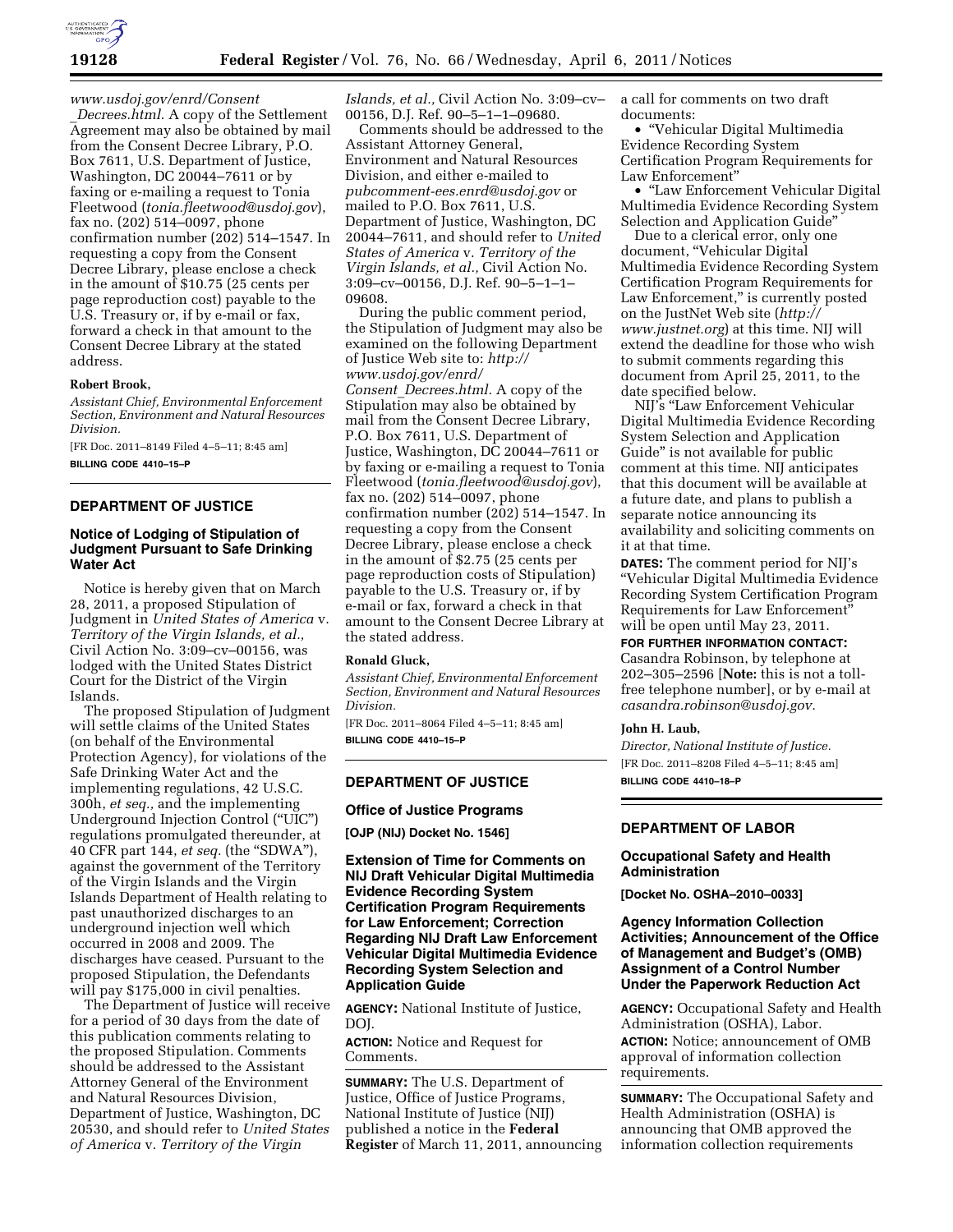www.usdoj.gov/enrd/Consent_Decrees.html. A copy of the Settlement Agreement may also be obtained by mail from the Consent Decree Library, P.O. Box 7611, U.S. Department of Justice, Washington, DC 20044–7611 or by faxing or e-mailing a request to Tonia Fleetwood (*tonia.fleetwood@usdoj.gov*), fax no. (202) 514–0097, phone confirmation number (202) 514–1547. In requesting a copy from the Consent Decree Library, please enclose a check in the amount of $10.75 (25 cents per page reproduction cost) payable to the U.S. Treasury or, if by e-mail or fax, forward a check in that amount to the Consent Decree Library at the stated address.

**Robert Brook,**

*Assistant Chief, Environmental Enforcement Section, Environment and Natural Resources Division.*

[FR Doc. 2011–8149 Filed 4–5–11; 8:45 am]

**BILLING CODE 4410–15–P**

## DEPARTMENT OF JUSTICE

### Notice of Lodging of Stipulation of Judgment Pursuant to Safe Drinking Water Act

Notice is hereby given that on March 28, 2011, a proposed Stipulation of Judgment in *United States of America* v. *Territory of the Virgin Islands, et al.,* Civil Action No. 3:09–cv–00156, was lodged with the United States District Court for the District of the Virgin Islands.

The proposed Stipulation of Judgment will settle claims of the United States (on behalf of the Environmental Protection Agency), for violations of the Safe Drinking Water Act and the implementing regulations, 42 U.S.C. 300h, *et seq.,* and the implementing Underground Injection Control ("UIC") regulations promulgated thereunder, at 40 CFR part 144, *et seq.* (the "SDWA"), against the government of the Territory of the Virgin Islands and the Virgin Islands Department of Health relating to past unauthorized discharges to an underground injection well which occurred in 2008 and 2009. The discharges have ceased. Pursuant to the proposed Stipulation, the Defendants will pay $175,000 in civil penalties.

The Department of Justice will receive for a period of 30 days from the date of this publication comments relating to the proposed Stipulation. Comments should be addressed to the Assistant Attorney General of the Environment and Natural Resources Division, Department of Justice, Washington, DC 20530, and should refer to *United States of America* v. *Territory of the Virgin Islands, et al.,* Civil Action No. 3:09–cv–00156, D.J. Ref. 90–5–1–1–09680.

Comments should be addressed to the Assistant Attorney General, Environment and Natural Resources Division, and either e-mailed to *pubcomment-ees.enrd@usdoj.gov* or mailed to P.O. Box 7611, U.S. Department of Justice, Washington, DC 20044–7611, and should refer to *United States of America* v. *Territory of the Virgin Islands, et al.,* Civil Action No. 3:09–cv–00156, D.J. Ref. 90–5–1–1–09608.

During the public comment period, the Stipulation of Judgment may also be examined on the following Department of Justice Web site to: *http://www.usdoj.gov/enrd/Consent_Decrees.html.* A copy of the Stipulation may also be obtained by mail from the Consent Decree Library, P.O. Box 7611, U.S. Department of Justice, Washington, DC 20044–7611 or by faxing or e-mailing a request to Tonia Fleetwood (*tonia.fleetwood@usdoj.gov*), fax no. (202) 514–0097, phone confirmation number (202) 514–1547. In requesting a copy from the Consent Decree Library, please enclose a check in the amount of $2.75 (25 cents per page reproduction costs of Stipulation) payable to the U.S. Treasury or, if by e-mail or fax, forward a check in that amount to the Consent Decree Library at the stated address.

**Ronald Gluck,**

*Assistant Chief, Environmental Enforcement Section, Environment and Natural Resources Division.*

[FR Doc. 2011–8064 Filed 4–5–11; 8:45 am]

**BILLING CODE 4410–15–P**

## DEPARTMENT OF JUSTICE

### Office of Justice Programs

**[OJP (NIJ) Docket No. 1546]**

### Extension of Time for Comments on NIJ Draft Vehicular Digital Multimedia Evidence Recording System Certification Program Requirements for Law Enforcement; Correction Regarding NIJ Draft Law Enforcement Vehicular Digital Multimedia Evidence Recording System Selection and Application Guide

**AGENCY:** National Institute of Justice, DOJ.

**ACTION:** Notice and Request for Comments.

**SUMMARY:** The U.S. Department of Justice, Office of Justice Programs, National Institute of Justice (NIJ) published a notice in the **Federal Register** of March 11, 2011, announcing a call for comments on two draft documents:

- "Vehicular Digital Multimedia Evidence Recording System Certification Program Requirements for Law Enforcement"
- "Law Enforcement Vehicular Digital Multimedia Evidence Recording System Selection and Application Guide"

Due to a clerical error, only one document, "Vehicular Digital Multimedia Evidence Recording System Certification Program Requirements for Law Enforcement," is currently posted on the JustNet Web site (*http://www.justnet.org*) at this time. NIJ will extend the deadline for those who wish to submit comments regarding this document from April 25, 2011, to the date specified below.

NIJ's "Law Enforcement Vehicular Digital Multimedia Evidence Recording System Selection and Application Guide" is not available for public comment at this time. NIJ anticipates that this document will be available at a future date, and plans to publish a separate notice announcing its availability and soliciting comments on it at that time.

**DATES:** The comment period for NIJ's "Vehicular Digital Multimedia Evidence Recording System Certification Program Requirements for Law Enforcement" will be open until May 23, 2011.

**FOR FURTHER INFORMATION CONTACT:** Casandra Robinson, by telephone at 202–305–2596 [**Note:** this is not a toll-free telephone number], or by e-mail at *casandra.robinson@usdoj.gov.*

**John H. Laub,**

*Director, National Institute of Justice.*

[FR Doc. 2011–8208 Filed 4–5–11; 8:45 am]

**BILLING CODE 4410–18–P**

## DEPARTMENT OF LABOR

### Occupational Safety and Health Administration

**[Docket No. OSHA–2010–0033]**

### Agency Information Collection Activities; Announcement of the Office of Management and Budget's (OMB) Assignment of a Control Number Under the Paperwork Reduction Act

**AGENCY:** Occupational Safety and Health Administration (OSHA), Labor.

**ACTION:** Notice; announcement of OMB approval of information collection requirements.

**SUMMARY:** The Occupational Safety and Health Administration (OSHA) is announcing that OMB approved the information collection requirements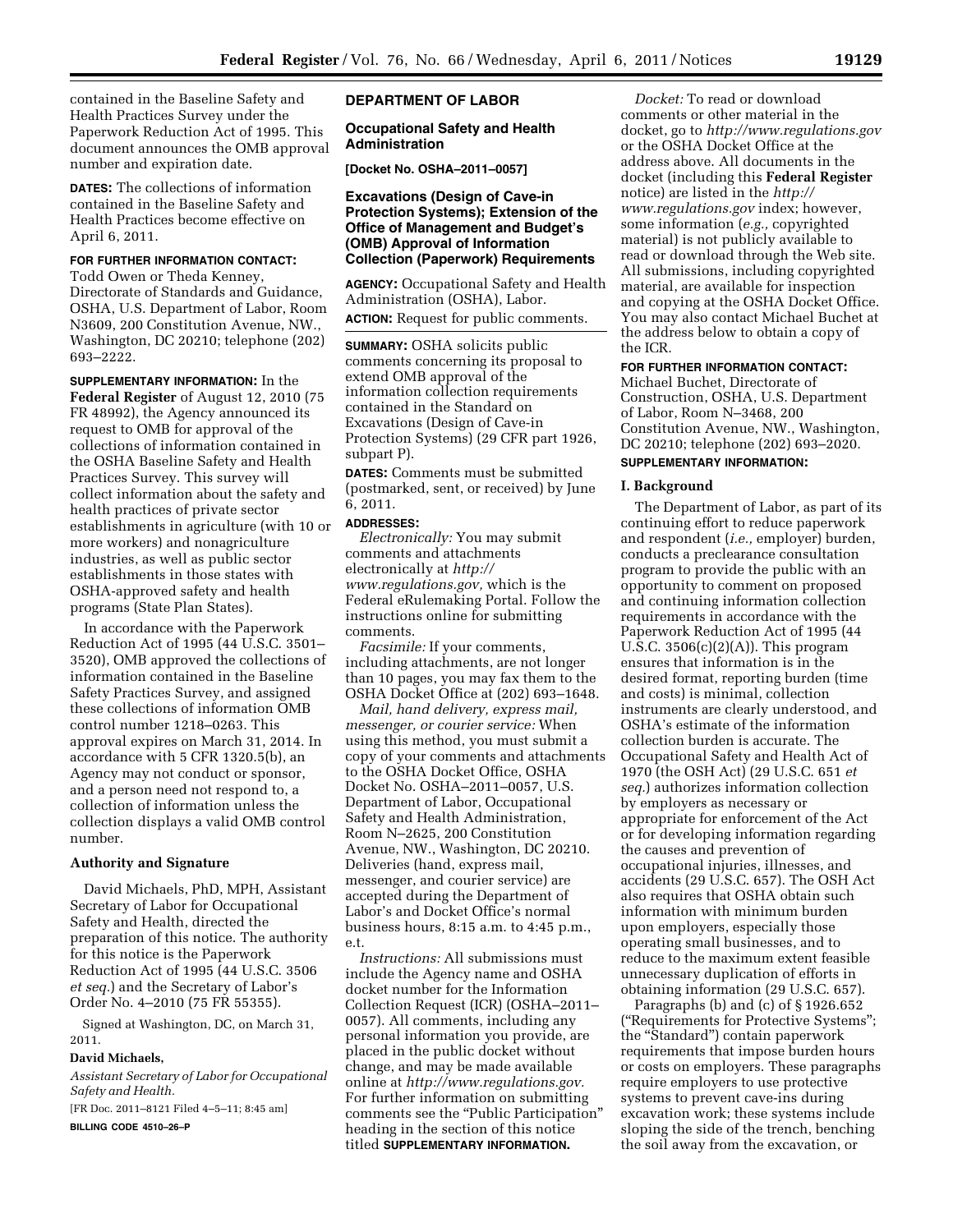contained in the Baseline Safety and Health Practices Survey under the Paperwork Reduction Act of 1995. This document announces the OMB approval number and expiration date.

**DATES:** The collections of information contained in the Baseline Safety and Health Practices become effective on April 6, 2011.

**FOR FURTHER INFORMATION CONTACT:** Todd Owen or Theda Kenney, Directorate of Standards and Guidance, OSHA, U.S. Department of Labor, Room N3609, 200 Constitution Avenue, NW., Washington, DC 20210; telephone (202) 693–2222.

**SUPPLEMENTARY INFORMATION:** In the **Federal Register** of August 12, 2010 (75 FR 48992), the Agency announced its request to OMB for approval of the collections of information contained in the OSHA Baseline Safety and Health Practices Survey. This survey will collect information about the safety and health practices of private sector establishments in agriculture (with 10 or more workers) and nonagriculture industries, as well as public sector establishments in those states with OSHA-approved safety and health programs (State Plan States).

In accordance with the Paperwork Reduction Act of 1995 (44 U.S.C. 3501–3520), OMB approved the collections of information contained in the Baseline Safety Practices Survey, and assigned these collections of information OMB control number 1218–0263. This approval expires on March 31, 2014. In accordance with 5 CFR 1320.5(b), an Agency may not conduct or sponsor, and a person need not respond to, a collection of information unless the collection displays a valid OMB control number.

## Authority and Signature

David Michaels, PhD, MPH, Assistant Secretary of Labor for Occupational Safety and Health, directed the preparation of this notice. The authority for this notice is the Paperwork Reduction Act of 1995 (44 U.S.C. 3506 *et seq.*) and the Secretary of Labor's Order No. 4–2010 (75 FR 55355).

Signed at Washington, DC, on March 31, 2011.

**David Michaels,**

*Assistant Secretary of Labor for Occupational Safety and Health.*

[FR Doc. 2011–8121 Filed 4–5–11; 8:45 am]

**BILLING CODE 4510–26–P**

## DEPARTMENT OF LABOR

### Occupational Safety and Health Administration

**[Docket No. OSHA–2011–0057]**

### Excavations (Design of Cave-in Protection Systems); Extension of the Office of Management and Budget's (OMB) Approval of Information Collection (Paperwork) Requirements

**AGENCY:** Occupational Safety and Health Administration (OSHA), Labor.

**ACTION:** Request for public comments.

**SUMMARY:** OSHA solicits public comments concerning its proposal to extend OMB approval of the information collection requirements contained in the Standard on Excavations (Design of Cave-in Protection Systems) (29 CFR part 1926, subpart P).

**DATES:** Comments must be submitted (postmarked, sent, or received) by June 6, 2011.

**ADDRESSES:**

*Electronically:* You may submit comments and attachments electronically at *http://www.regulations.gov,* which is the Federal eRulemaking Portal. Follow the instructions online for submitting comments.

*Facsimile:* If your comments, including attachments, are not longer than 10 pages, you may fax them to the OSHA Docket Office at (202) 693–1648.

*Mail, hand delivery, express mail, messenger, or courier service:* When using this method, you must submit a copy of your comments and attachments to the OSHA Docket Office, OSHA Docket No. OSHA–2011–0057, U.S. Department of Labor, Occupational Safety and Health Administration, Room N–2625, 200 Constitution Avenue, NW., Washington, DC 20210. Deliveries (hand, express mail, messenger, and courier service) are accepted during the Department of Labor's and Docket Office's normal business hours, 8:15 a.m. to 4:45 p.m., e.t.

*Instructions:* All submissions must include the Agency name and OSHA docket number for the Information Collection Request (ICR) (OSHA–2011–0057). All comments, including any personal information you provide, are placed in the public docket without change, and may be made available online at *http://www.regulations.gov.* For further information on submitting comments see the "Public Participation" heading in the section of this notice titled **SUPPLEMENTARY INFORMATION.**

*Docket:* To read or download comments or other material in the docket, go to *http://www.regulations.gov* or the OSHA Docket Office at the address above. All documents in the docket (including this **Federal Register** notice) are listed in the *http://www.regulations.gov* index; however, some information (*e.g.,* copyrighted material) is not publicly available to read or download through the Web site. All submissions, including copyrighted material, are available for inspection and copying at the OSHA Docket Office. You may also contact Michael Buchet at the address below to obtain a copy of the ICR.

**FOR FURTHER INFORMATION CONTACT:** Michael Buchet, Directorate of Construction, OSHA, U.S. Department of Labor, Room N–3468, 200 Constitution Avenue, NW., Washington, DC 20210; telephone (202) 693–2020.

**SUPPLEMENTARY INFORMATION:**

### I. Background

The Department of Labor, as part of its continuing effort to reduce paperwork and respondent (*i.e.,* employer) burden, conducts a preclearance consultation program to provide the public with an opportunity to comment on proposed and continuing information collection requirements in accordance with the Paperwork Reduction Act of 1995 (44 U.S.C. 3506(c)(2)(A)). This program ensures that information is in the desired format, reporting burden (time and costs) is minimal, collection instruments are clearly understood, and OSHA's estimate of the information collection burden is accurate. The Occupational Safety and Health Act of 1970 (the OSH Act) (29 U.S.C. 651 *et seq.*) authorizes information collection by employers as necessary or appropriate for enforcement of the Act or for developing information regarding the causes and prevention of occupational injuries, illnesses, and accidents (29 U.S.C. 657). The OSH Act also requires that OSHA obtain such information with minimum burden upon employers, especially those operating small businesses, and to reduce to the maximum extent feasible unnecessary duplication of efforts in obtaining information (29 U.S.C. 657).

Paragraphs (b) and (c) of § 1926.652 ("Requirements for Protective Systems"; the "Standard") contain paperwork requirements that impose burden hours or costs on employers. These paragraphs require employers to use protective systems to prevent cave-ins during excavation work; these systems include sloping the side of the trench, benching the soil away from the excavation, or